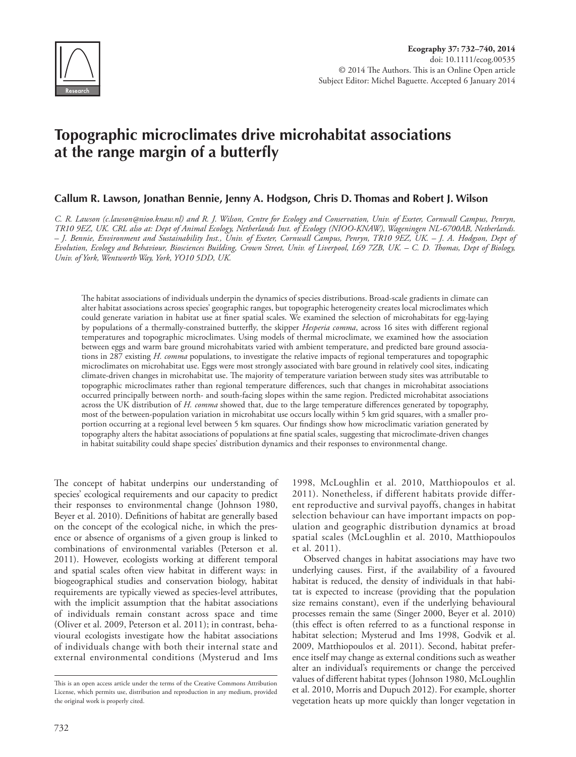Ecography 37: 732–740, 2014
doi: 10.1111/ecog.00535
© 2014 The Authors. This is an Online Open article
Subject Editor: Michel Baguette. Accepted 6 January 2014

# Topographic microclimates drive microhabitat associations at the range margin of a butterfly

**Callum R. Lawson, Jonathan Bennie, Jenny A. Hodgson, Chris D. Thomas and Robert J. Wilson**

*C. R. Lawson (c.lawson@nioo.knaw.nl) and R. J. Wilson, Centre for Ecology and Conservation, Univ. of Exeter, Cornwall Campus, Penryn, TR10 9EZ, UK. CRL also at: Dept of Animal Ecology, Netherlands Inst. of Ecology (NIOO-KNAW), Wageningen NL-6700AB, Netherlands. – J. Bennie, Environment and Sustainability Inst., Univ. of Exeter, Cornwall Campus, Penryn, TR10 9EZ, UK. – J. A. Hodgson, Dept of Evolution, Ecology and Behaviour, Biosciences Building, Crown Street, Univ. of Liverpool, L69 7ZB, UK. – C. D. Thomas, Dept of Biology, Univ. of York, Wentworth Way, York, YO10 5DD, UK.*

The habitat associations of individuals underpin the dynamics of species distributions. Broad-scale gradients in climate can alter habitat associations across species' geographic ranges, but topographic heterogeneity creates local microclimates which could generate variation in habitat use at finer spatial scales. We examined the selection of microhabitats for egg-laying by populations of a thermally-constrained butterfly, the skipper *Hesperia comma*, across 16 sites with different regional temperatures and topographic microclimates. Using models of thermal microclimate, we examined how the association between eggs and warm bare ground microhabitats varied with ambient temperature, and predicted bare ground associations in 287 existing *H. comma* populations, to investigate the relative impacts of regional temperatures and topographic microclimates on microhabitat use. Eggs were most strongly associated with bare ground in relatively cool sites, indicating climate-driven changes in microhabitat use. The majority of temperature variation between study sites was attributable to topographic microclimates rather than regional temperature differences, such that changes in microhabitat associations occurred principally between north- and south-facing slopes within the same region. Predicted microhabitat associations across the UK distribution of *H. comma* showed that, due to the large temperature differences generated by topography, most of the between-population variation in microhabitat use occurs locally within 5 km grid squares, with a smaller proportion occurring at a regional level between 5 km squares. Our findings show how microclimatic variation generated by topography alters the habitat associations of populations at fine spatial scales, suggesting that microclimate-driven changes in habitat suitability could shape species' distribution dynamics and their responses to environmental change.

The concept of habitat underpins our understanding of species' ecological requirements and our capacity to predict their responses to environmental change (Johnson 1980, Beyer et al. 2010). Definitions of habitat are generally based on the concept of the ecological niche, in which the presence or absence of organisms of a given group is linked to combinations of environmental variables (Peterson et al. 2011). However, ecologists working at different temporal and spatial scales often view habitat in different ways: in biogeographical studies and conservation biology, habitat requirements are typically viewed as species-level attributes, with the implicit assumption that the habitat associations of individuals remain constant across space and time (Oliver et al. 2009, Peterson et al. 2011); in contrast, behavioural ecologists investigate how the habitat associations of individuals change with both their internal state and external environmental conditions (Mysterud and Ims 1998, McLoughlin et al. 2010, Matthiopoulos et al. 2011). Nonetheless, if different habitats provide different reproductive and survival payoffs, changes in habitat selection behaviour can have important impacts on population and geographic distribution dynamics at broad spatial scales (McLoughlin et al. 2010, Matthiopoulos et al. 2011).

Observed changes in habitat associations may have two underlying causes. First, if the availability of a favoured habitat is reduced, the density of individuals in that habitat is expected to increase (providing that the population size remains constant), even if the underlying behavioural processes remain the same (Singer 2000, Beyer et al. 2010) (this effect is often referred to as a functional response in habitat selection; Mysterud and Ims 1998, Godvik et al. 2009, Matthiopoulos et al. 2011). Second, habitat preference itself may change as external conditions such as weather alter an individual's requirements or change the perceived values of different habitat types (Johnson 1980, McLoughlin et al. 2010, Morris and Dupuch 2012). For example, shorter vegetation heats up more quickly than longer vegetation in

This is an open access article under the terms of the Creative Commons Attribution License, which permits use, distribution and reproduction in any medium, provided the original work is properly cited.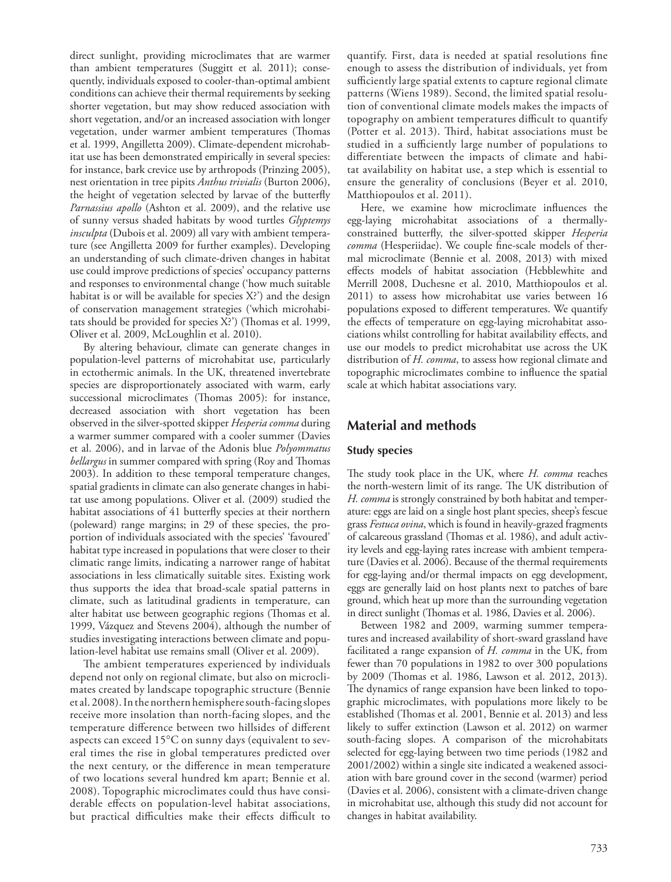direct sunlight, providing microclimates that are warmer than ambient temperatures (Suggitt et al. 2011); consequently, individuals exposed to cooler-than-optimal ambient conditions can achieve their thermal requirements by seeking shorter vegetation, but may show reduced association with short vegetation, and/or an increased association with longer vegetation, under warmer ambient temperatures (Thomas et al. 1999, Angilletta 2009). Climate-dependent microhabitat use has been demonstrated empirically in several species: for instance, bark crevice use by arthropods (Prinzing 2005), nest orientation in tree pipits *Anthus trivialis* (Burton 2006), the height of vegetation selected by larvae of the butterfly *Parnassius apollo* (Ashton et al. 2009), and the relative use of sunny versus shaded habitats by wood turtles *Glyptemys insculpta* (Dubois et al. 2009) all vary with ambient temperature (see Angilletta 2009 for further examples). Developing an understanding of such climate-driven changes in habitat use could improve predictions of species' occupancy patterns and responses to environmental change ('how much suitable habitat is or will be available for species X?') and the design of conservation management strategies ('which microhabitats should be provided for species X?') (Thomas et al. 1999, Oliver et al. 2009, McLoughlin et al. 2010).

By altering behaviour, climate can generate changes in population-level patterns of microhabitat use, particularly in ectothermic animals. In the UK, threatened invertebrate species are disproportionately associated with warm, early successional microclimates (Thomas 2005): for instance, decreased association with short vegetation has been observed in the silver-spotted skipper *Hesperia comma* during a warmer summer compared with a cooler summer (Davies et al. 2006), and in larvae of the Adonis blue *Polyommatus bellargus* in summer compared with spring (Roy and Thomas 2003). In addition to these temporal temperature changes, spatial gradients in climate can also generate changes in habitat use among populations. Oliver et al. (2009) studied the habitat associations of 41 butterfly species at their northern (poleward) range margins; in 29 of these species, the proportion of individuals associated with the species' 'favoured' habitat type increased in populations that were closer to their climatic range limits, indicating a narrower range of habitat associations in less climatically suitable sites. Existing work thus supports the idea that broad-scale spatial patterns in climate, such as latitudinal gradients in temperature, can alter habitat use between geographic regions (Thomas et al. 1999, Vázquez and Stevens 2004), although the number of studies investigating interactions between climate and population-level habitat use remains small (Oliver et al. 2009).

The ambient temperatures experienced by individuals depend not only on regional climate, but also on microclimates created by landscape topographic structure (Bennie et al. 2008). In the northern hemisphere south-facing slopes receive more insolation than north-facing slopes, and the temperature difference between two hillsides of different aspects can exceed 15°C on sunny days (equivalent to several times the rise in global temperatures predicted over the next century, or the difference in mean temperature of two locations several hundred km apart; Bennie et al. 2008). Topographic microclimates could thus have considerable effects on population-level habitat associations, but practical difficulties make their effects difficult to quantify. First, data is needed at spatial resolutions fine enough to assess the distribution of individuals, yet from sufficiently large spatial extents to capture regional climate patterns (Wiens 1989). Second, the limited spatial resolution of conventional climate models makes the impacts of topography on ambient temperatures difficult to quantify (Potter et al. 2013). Third, habitat associations must be studied in a sufficiently large number of populations to differentiate between the impacts of climate and habitat availability on habitat use, a step which is essential to ensure the generality of conclusions (Beyer et al. 2010, Matthiopoulos et al. 2011).

Here, we examine how microclimate influences the egg-laying microhabitat associations of a thermally-constrained butterfly, the silver-spotted skipper *Hesperia comma* (Hesperiidae). We couple fine-scale models of thermal microclimate (Bennie et al. 2008, 2013) with mixed effects models of habitat association (Hebblewhite and Merrill 2008, Duchesne et al. 2010, Matthiopoulos et al. 2011) to assess how microhabitat use varies between 16 populations exposed to different temperatures. We quantify the effects of temperature on egg-laying microhabitat associations whilst controlling for habitat availability effects, and use our models to predict microhabitat use across the UK distribution of *H. comma*, to assess how regional climate and topographic microclimates combine to influence the spatial scale at which habitat associations vary.

## Material and methods

### Study species

The study took place in the UK, where *H. comma* reaches the north-western limit of its range. The UK distribution of *H. comma* is strongly constrained by both habitat and temperature: eggs are laid on a single host plant species, sheep's fescue grass *Festuca ovina*, which is found in heavily-grazed fragments of calcareous grassland (Thomas et al. 1986), and adult activity levels and egg-laying rates increase with ambient temperature (Davies et al. 2006). Because of the thermal requirements for egg-laying and/or thermal impacts on egg development, eggs are generally laid on host plants next to patches of bare ground, which heat up more than the surrounding vegetation in direct sunlight (Thomas et al. 1986, Davies et al. 2006).

Between 1982 and 2009, warming summer temperatures and increased availability of short-sward grassland have facilitated a range expansion of *H. comma* in the UK, from fewer than 70 populations in 1982 to over 300 populations by 2009 (Thomas et al. 1986, Lawson et al. 2012, 2013). The dynamics of range expansion have been linked to topographic microclimates, with populations more likely to be established (Thomas et al. 2001, Bennie et al. 2013) and less likely to suffer extinction (Lawson et al. 2012) on warmer south-facing slopes. A comparison of the microhabitats selected for egg-laying between two time periods (1982 and 2001/2002) within a single site indicated a weakened association with bare ground cover in the second (warmer) period (Davies et al. 2006), consistent with a climate-driven change in microhabitat use, although this study did not account for changes in habitat availability.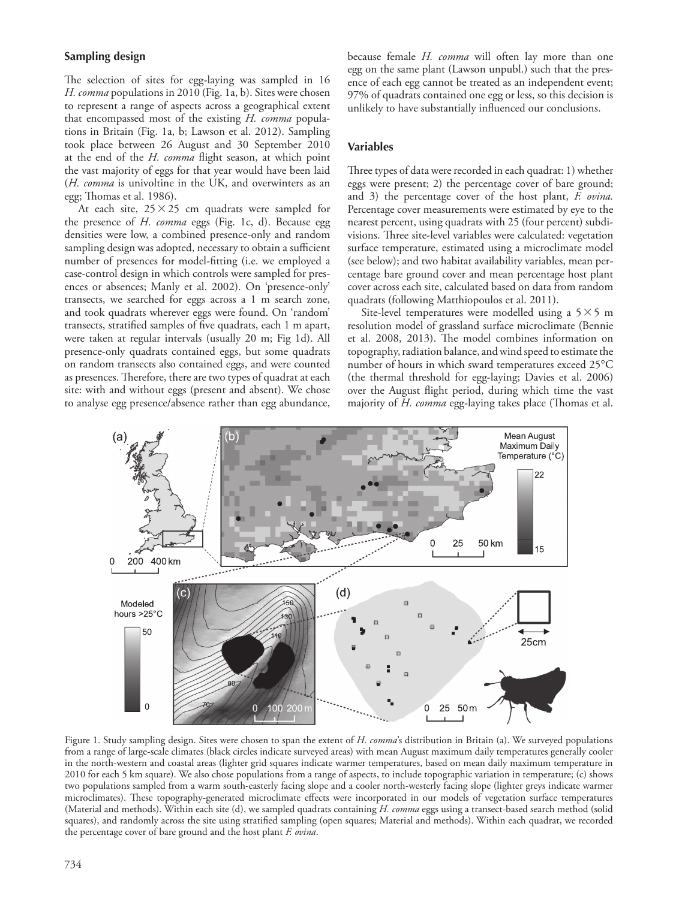### Sampling design

The selection of sites for egg-laying was sampled in 16 *H. comma* populations in 2010 (Fig. 1a, b). Sites were chosen to represent a range of aspects across a geographical extent that encompassed most of the existing *H. comma* populations in Britain (Fig. 1a, b; Lawson et al. 2012). Sampling took place between 26 August and 30 September 2010 at the end of the *H. comma* flight season, at which point the vast majority of eggs for that year would have been laid (*H. comma* is univoltine in the UK, and overwinters as an egg; Thomas et al. 1986).

At each site, 25 × 25 cm quadrats were sampled for the presence of *H. comma* eggs (Fig. 1c, d). Because egg densities were low, a combined presence-only and random sampling design was adopted, necessary to obtain a sufficient number of presences for model-fitting (i.e. we employed a case-control design in which controls were sampled for presences or absences; Manly et al. 2002). On 'presence-only' transects, we searched for eggs across a 1 m search zone, and took quadrats wherever eggs were found. On 'random' transects, stratified samples of five quadrats, each 1 m apart, were taken at regular intervals (usually 20 m; Fig 1d). All presence-only quadrats contained eggs, but some quadrats on random transects also contained eggs, and were counted as presences. Therefore, there are two types of quadrat at each site: with and without eggs (present and absent). We chose to analyse egg presence/absence rather than egg abundance, because female *H. comma* will often lay more than one egg on the same plant (Lawson unpubl.) such that the presence of each egg cannot be treated as an independent event; 97% of quadrats contained one egg or less, so this decision is unlikely to have substantially influenced our conclusions.

### Variables

Three types of data were recorded in each quadrat: 1) whether eggs were present; 2) the percentage cover of bare ground; and 3) the percentage cover of the host plant, *F. ovina.* Percentage cover measurements were estimated by eye to the nearest percent, using quadrats with 25 (four percent) subdivisions. Three site-level variables were calculated: vegetation surface temperature, estimated using a microclimate model (see below); and two habitat availability variables, mean percentage bare ground cover and mean percentage host plant cover across each site, calculated based on data from random quadrats (following Matthiopoulos et al. 2011).

Site-level temperatures were modelled using a 5 × 5 m resolution model of grassland surface microclimate (Bennie et al. 2008, 2013). The model combines information on topography, radiation balance, and wind speed to estimate the number of hours in which sward temperatures exceed 25°C (the thermal threshold for egg-laying; Davies et al. 2006) over the August flight period, during which time the vast majority of *H. comma* egg-laying takes place (Thomas et al.

Figure 1. Study sampling design. Sites were chosen to span the extent of *H. comma*'s distribution in Britain (a). We surveyed populations from a range of large-scale climates (black circles indicate surveyed areas) with mean August maximum daily temperatures generally cooler in the north-western and coastal areas (lighter grid squares indicate warmer temperatures, based on mean daily maximum temperature in 2010 for each 5 km square). We also chose populations from a range of aspects, to include topographic variation in temperature; (c) shows two populations sampled from a warm south-easterly facing slope and a cooler north-westerly facing slope (lighter greys indicate warmer microclimates). These topography-generated microclimate effects were incorporated in our models of vegetation surface temperatures (Material and methods). Within each site (d), we sampled quadrats containing *H. comma* eggs using a transect-based search method (solid squares), and randomly across the site using stratified sampling (open squares; Material and methods). Within each quadrat, we recorded the percentage cover of bare ground and the host plant *F. ovina*.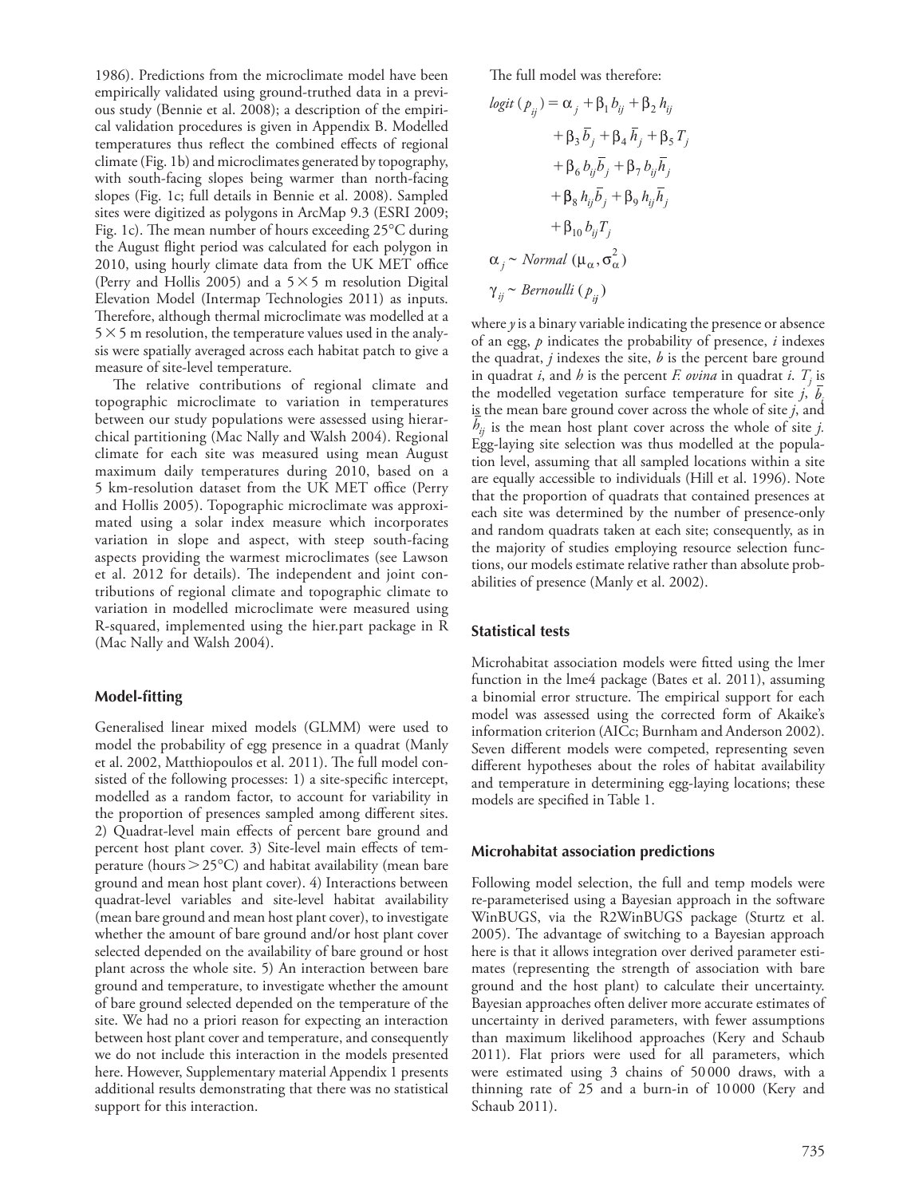1986). Predictions from the microclimate model have been empirically validated using ground-truthed data in a previous study (Bennie et al. 2008); a description of the empirical validation procedures is given in Appendix B. Modelled temperatures thus reflect the combined effects of regional climate (Fig. 1b) and microclimates generated by topography, with south-facing slopes being warmer than north-facing slopes (Fig. 1c; full details in Bennie et al. 2008). Sampled sites were digitized as polygons in ArcMap 9.3 (ESRI 2009; Fig. 1c). The mean number of hours exceeding 25°C during the August flight period was calculated for each polygon in 2010, using hourly climate data from the UK MET office (Perry and Hollis 2005) and a $5 \times 5$ m resolution Digital Elevation Model (Intermap Technologies 2011) as inputs. Therefore, although thermal microclimate was modelled at a $5 \times 5$ m resolution, the temperature values used in the analysis were spatially averaged across each habitat patch to give a measure of site-level temperature.

The relative contributions of regional climate and topographic microclimate to variation in temperatures between our study populations were assessed using hierarchical partitioning (Mac Nally and Walsh 2004). Regional climate for each site was measured using mean August maximum daily temperatures during 2010, based on a 5 km-resolution dataset from the UK MET office (Perry and Hollis 2005). Topographic microclimate was approximated using a solar index measure which incorporates variation in slope and aspect, with steep south-facing aspects providing the warmest microclimates (see Lawson et al. 2012 for details). The independent and joint contributions of regional climate and topographic climate to variation in modelled microclimate were measured using R-squared, implemented using the hier.part package in R (Mac Nally and Walsh 2004).

## Model-fitting

Generalised linear mixed models (GLMM) were used to model the probability of egg presence in a quadrat (Manly et al. 2002, Matthiopoulos et al. 2011). The full model consisted of the following processes: 1) a site-specific intercept, modelled as a random factor, to account for variability in the proportion of presences sampled among different sites. 2) Quadrat-level main effects of percent bare ground and percent host plant cover. 3) Site-level main effects of temperature (hours > 25°C) and habitat availability (mean bare ground and mean host plant cover). 4) Interactions between quadrat-level variables and site-level habitat availability (mean bare ground and mean host plant cover), to investigate whether the amount of bare ground and/or host plant cover selected depended on the availability of bare ground or host plant across the whole site. 5) An interaction between bare ground and temperature, to investigate whether the amount of bare ground selected depended on the temperature of the site. We had no a priori reason for expecting an interaction between host plant cover and temperature, and consequently we do not include this interaction in the models presented here. However, Supplementary material Appendix 1 presents additional results demonstrating that there was no statistical support for this interaction.

The full model was therefore:

$$
\begin{aligned}
logit\,(p_{ij}) = \alpha_j &+ \beta_1 b_{ij} + \beta_2 h_{ij} \\
&+ \beta_3 \bar{b}_j + \beta_4 \bar{h}_j + \beta_5 T_j \\
&+ \beta_6 b_{ij}\bar{b}_j + \beta_7 b_{ij}\bar{h}_j \\
&+ \beta_8 h_{ij}\bar{b}_j + \beta_9 h_{ij}\bar{h}_j \\
&+ \beta_{10} b_{ij} T_j
\end{aligned}
$$

$$
\alpha_j \sim Normal\,(\mu_\alpha, \sigma_\alpha^2)
$$

$$
\gamma_{ij} \sim Bernoulli\,(p_{ij})
$$

where $y$ is a binary variable indicating the presence or absence of an egg, $p$ indicates the probability of presence, $i$ indexes the quadrat, $j$ indexes the site, $b$ is the percent bare ground in quadrat $i$, and $h$ is the percent *F. ovina* in quadrat $i$. $T_j$ is the modelled vegetation surface temperature for site $j$, $\bar{b}_j$ is the mean bare ground cover across the whole of site $j$, and $\bar{h}_{ij}$ is the mean host plant cover across the whole of site $j$. Egg-laying site selection was thus modelled at the population level, assuming that all sampled locations within a site are equally accessible to individuals (Hill et al. 1996). Note that the proportion of quadrats that contained presences at each site was determined by the number of presence-only and random quadrats taken at each site; consequently, as in the majority of studies employing resource selection functions, our models estimate relative rather than absolute probabilities of presence (Manly et al. 2002).

## Statistical tests

Microhabitat association models were fitted using the lmer function in the lme4 package (Bates et al. 2011), assuming a binomial error structure. The empirical support for each model was assessed using the corrected form of Akaike's information criterion (AICc; Burnham and Anderson 2002). Seven different models were competed, representing seven different hypotheses about the roles of habitat availability and temperature in determining egg-laying locations; these models are specified in Table 1.

## Microhabitat association predictions

Following model selection, the full and temp models were re-parameterised using a Bayesian approach in the software WinBUGS, via the R2WinBUGS package (Sturtz et al. 2005). The advantage of switching to a Bayesian approach here is that it allows integration over derived parameter estimates (representing the strength of association with bare ground and the host plant) to calculate their uncertainty. Bayesian approaches often deliver more accurate estimates of uncertainty in derived parameters, with fewer assumptions than maximum likelihood approaches (Kery and Schaub 2011). Flat priors were used for all parameters, which were estimated using 3 chains of 50 000 draws, with a thinning rate of 25 and a burn-in of 10 000 (Kery and Schaub 2011).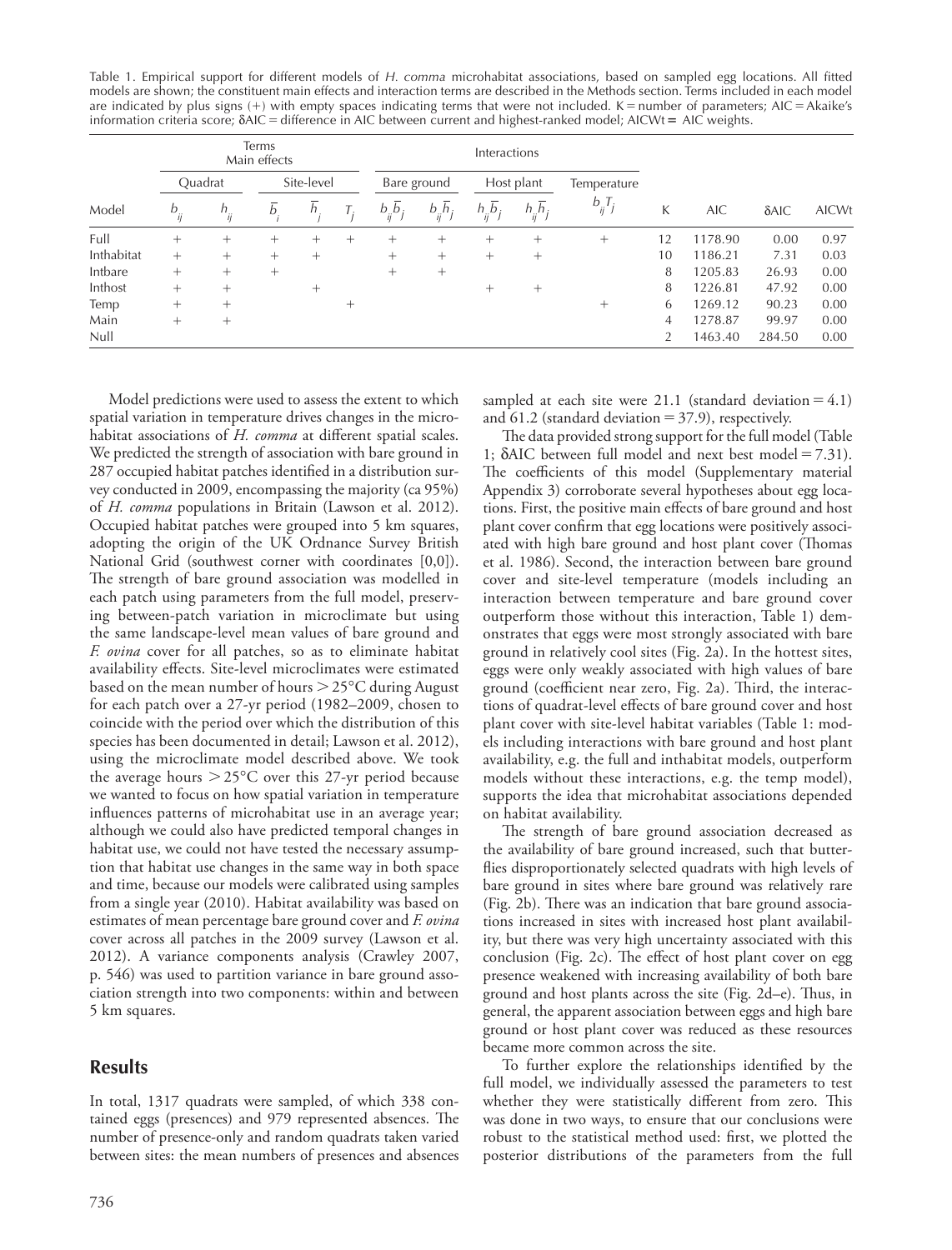Table 1. Empirical support for different models of *H. comma* microhabitat associations, based on sampled egg locations. All fitted models are shown; the constituent main effects and interaction terms are described in the Methods section. Terms included in each model are indicated by plus signs (+) with empty spaces indicating terms that were not included. K = number of parameters; AIC = Akaike's information criteria score; δAIC = difference in AIC between current and highest-ranked model; AICWt = AIC weights.

| | Terms Main effects | | | | | Interactions | | | | | | | | |
|---|---|---|---|---|---|---|---|---|---|---|---|---|---|---|
| | Quadrat | | Site-level | | | Bare ground | | Host plant | | Temperature | | | | |
| Model | $b_{ij}$ | $h_{ij}$ | $\overline{b}_i$ | $\overline{h}_j$ | $T_j$ | $b_{ij}\overline{b}_j$ | $b_{ij}\overline{h}_j$ | $h_{ij}\overline{b}_j$ | $h_{ij}\overline{h}_j$ | $b_{ij}T_j$ | K | AIC | δAIC | AICWt |
| Full | + | + | + | + | + | + | + | + | + | + | 12 | 1178.90 | 0.00 | 0.97 |
| Inthabitat | + | + | + | + | | + | + | + | + | | 10 | 1186.21 | 7.31 | 0.03 |
| Intbare | + | + | + | | | + | + | | | | 8 | 1205.83 | 26.93 | 0.00 |
| Inthost | + | + | | + | | | | + | + | | 8 | 1226.81 | 47.92 | 0.00 |
| Temp | + | + | | | + | | | | | + | 6 | 1269.12 | 90.23 | 0.00 |
| Main | + | + | | | | | | | | | 4 | 1278.87 | 99.97 | 0.00 |
| Null | | | | | | | | | | | 2 | 1463.40 | 284.50 | 0.00 |

Model predictions were used to assess the extent to which spatial variation in temperature drives changes in the microhabitat associations of *H. comma* at different spatial scales. We predicted the strength of association with bare ground in 287 occupied habitat patches identified in a distribution survey conducted in 2009, encompassing the majority (ca 95%) of *H. comma* populations in Britain (Lawson et al. 2012). Occupied habitat patches were grouped into 5 km squares, adopting the origin of the UK Ordnance Survey British National Grid (southwest corner with coordinates [0,0]). The strength of bare ground association was modelled in each patch using parameters from the full model, preserving between-patch variation in microclimate but using the same landscape-level mean values of bare ground and *F. ovina* cover for all patches, so as to eliminate habitat availability effects. Site-level microclimates were estimated based on the mean number of hours > 25°C during August for each patch over a 27-yr period (1982–2009, chosen to coincide with the period over which the distribution of this species has been documented in detail; Lawson et al. 2012), using the microclimate model described above. We took the average hours > 25°C over this 27-yr period because we wanted to focus on how spatial variation in temperature influences patterns of microhabitat use in an average year; although we could also have predicted temporal changes in habitat use, we could not have tested the necessary assumption that habitat use changes in the same way in both space and time, because our models were calibrated using samples from a single year (2010). Habitat availability was based on estimates of mean percentage bare ground cover and *F. ovina* cover across all patches in the 2009 survey (Lawson et al. 2012). A variance components analysis (Crawley 2007, p. 546) was used to partition variance in bare ground association strength into two components: within and between 5 km squares.

## Results

In total, 1317 quadrats were sampled, of which 338 contained eggs (presences) and 979 represented absences. The number of presence-only and random quadrats taken varied between sites: the mean numbers of presences and absences sampled at each site were 21.1 (standard deviation = 4.1) and 61.2 (standard deviation = 37.9), respectively.

The data provided strong support for the full model (Table 1; δAIC between full model and next best model = 7.31). The coefficients of this model (Supplementary material Appendix 3) corroborate several hypotheses about egg locations. First, the positive main effects of bare ground and host plant cover confirm that egg locations were positively associated with high bare ground and host plant cover (Thomas et al. 1986). Second, the interaction between bare ground cover and site-level temperature (models including an interaction between temperature and bare ground cover outperform those without this interaction, Table 1) demonstrates that eggs were most strongly associated with bare ground in relatively cool sites (Fig. 2a). In the hottest sites, eggs were only weakly associated with high values of bare ground (coefficient near zero, Fig. 2a). Third, the interactions of quadrat-level effects of bare ground cover and host plant cover with site-level habitat variables (Table 1: models including interactions with bare ground and host plant availability, e.g. the full and inthabitat models, outperform models without these interactions, e.g. the temp model), supports the idea that microhabitat associations depended on habitat availability.

The strength of bare ground association decreased as the availability of bare ground increased, such that butterflies disproportionately selected quadrats with high levels of bare ground in sites where bare ground was relatively rare (Fig. 2b). There was an indication that bare ground associations increased in sites with increased host plant availability, but there was very high uncertainty associated with this conclusion (Fig. 2c). The effect of host plant cover on egg presence weakened with increasing availability of both bare ground and host plants across the site (Fig. 2d–e). Thus, in general, the apparent association between eggs and high bare ground or host plant cover was reduced as these resources became more common across the site.

To further explore the relationships identified by the full model, we individually assessed the parameters to test whether they were statistically different from zero. This was done in two ways, to ensure that our conclusions were robust to the statistical method used: first, we plotted the posterior distributions of the parameters from the full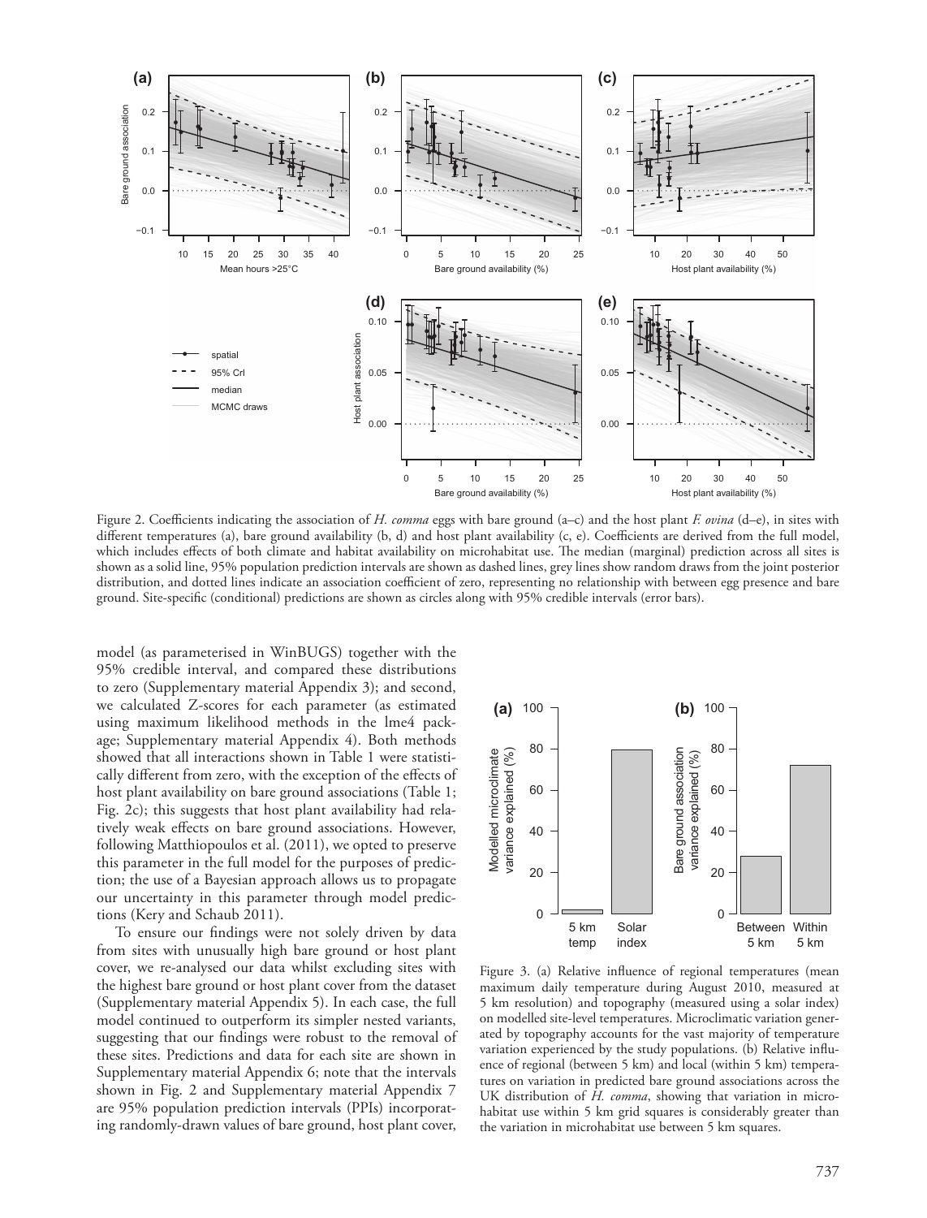Figure 2. Coefficients indicating the association of *H. comma* eggs with bare ground (a–c) and the host plant *F. ovina* (d–e), in sites with different temperatures (a), bare ground availability (b, d) and host plant availability (c, e). Coefficients are derived from the full model, which includes effects of both climate and habitat availability on microhabitat use. The median (marginal) prediction across all sites is shown as a solid line, 95% population prediction intervals are shown as dashed lines, grey lines show random draws from the joint posterior distribution, and dotted lines indicate an association coefficient of zero, representing no relationship with between egg presence and bare ground. Site-specific (conditional) predictions are shown as circles along with 95% credible intervals (error bars).

model (as parameterised in WinBUGS) together with the 95% credible interval, and compared these distributions to zero (Supplementary material Appendix 3); and second, we calculated Z-scores for each parameter (as estimated using maximum likelihood methods in the lme4 package; Supplementary material Appendix 4). Both methods showed that all interactions shown in Table 1 were statistically different from zero, with the exception of the effects of host plant availability on bare ground associations (Table 1; Fig. 2c); this suggests that host plant availability had relatively weak effects on bare ground associations. However, following Matthiopoulos et al. (2011), we opted to preserve this parameter in the full model for the purposes of prediction; the use of a Bayesian approach allows us to propagate our uncertainty in this parameter through model predictions (Kery and Schaub 2011).

To ensure our findings were not solely driven by data from sites with unusually high bare ground or host plant cover, we re-analysed our data whilst excluding sites with the highest bare ground or host plant cover from the dataset (Supplementary material Appendix 5). In each case, the full model continued to outperform its simpler nested variants, suggesting that our findings were robust to the removal of these sites. Predictions and data for each site are shown in Supplementary material Appendix 6; note that the intervals shown in Fig. 2 and Supplementary material Appendix 7 are 95% population prediction intervals (PPIs) incorporating randomly-drawn values of bare ground, host plant cover,

Figure 3. (a) Relative influence of regional temperatures (mean maximum daily temperature during August 2010, measured at 5 km resolution) and topography (measured using a solar index) on modelled site-level temperatures. Microclimatic variation generated by topography accounts for the vast majority of temperature variation experienced by the study populations. (b) Relative influence of regional (between 5 km) and local (within 5 km) temperatures on variation in predicted bare ground associations across the UK distribution of *H. comma*, showing that variation in microhabitat use within 5 km grid squares is considerably greater than the variation in microhabitat use between 5 km squares.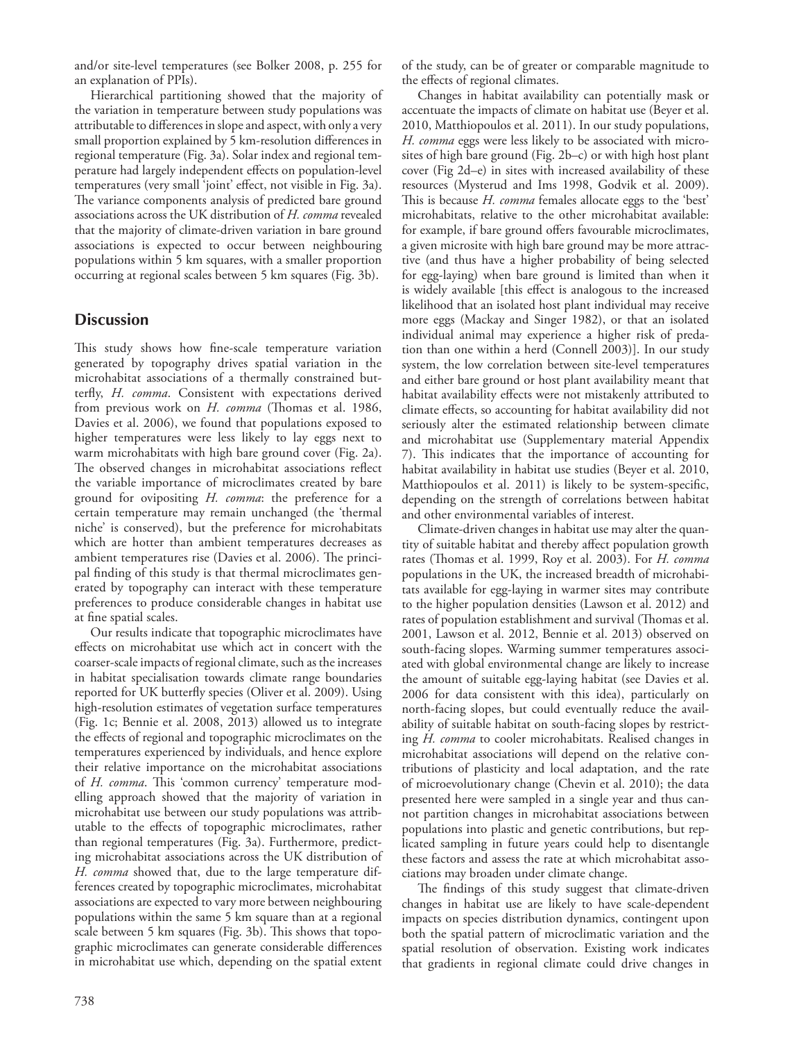and/or site-level temperatures (see Bolker 2008, p. 255 for an explanation of PPIs).

Hierarchical partitioning showed that the majority of the variation in temperature between study populations was attributable to differences in slope and aspect, with only a very small proportion explained by 5 km-resolution differences in regional temperature (Fig. 3a). Solar index and regional temperature had largely independent effects on population-level temperatures (very small 'joint' effect, not visible in Fig. 3a). The variance components analysis of predicted bare ground associations across the UK distribution of *H. comma* revealed that the majority of climate-driven variation in bare ground associations is expected to occur between neighbouring populations within 5 km squares, with a smaller proportion occurring at regional scales between 5 km squares (Fig. 3b).

## Discussion

This study shows how fine-scale temperature variation generated by topography drives spatial variation in the microhabitat associations of a thermally constrained butterfly, *H. comma*. Consistent with expectations derived from previous work on *H. comma* (Thomas et al. 1986, Davies et al. 2006), we found that populations exposed to higher temperatures were less likely to lay eggs next to warm microhabitats with high bare ground cover (Fig. 2a). The observed changes in microhabitat associations reflect the variable importance of microclimates created by bare ground for ovipositing *H. comma*: the preference for a certain temperature may remain unchanged (the 'thermal niche' is conserved), but the preference for microhabitats which are hotter than ambient temperatures decreases as ambient temperatures rise (Davies et al. 2006). The principal finding of this study is that thermal microclimates generated by topography can interact with these temperature preferences to produce considerable changes in habitat use at fine spatial scales.

Our results indicate that topographic microclimates have effects on microhabitat use which act in concert with the coarser-scale impacts of regional climate, such as the increases in habitat specialisation towards climate range boundaries reported for UK butterfly species (Oliver et al. 2009). Using high-resolution estimates of vegetation surface temperatures (Fig. 1c; Bennie et al. 2008, 2013) allowed us to integrate the effects of regional and topographic microclimates on the temperatures experienced by individuals, and hence explore their relative importance on the microhabitat associations of *H. comma*. This 'common currency' temperature modelling approach showed that the majority of variation in microhabitat use between our study populations was attributable to the effects of topographic microclimates, rather than regional temperatures (Fig. 3a). Furthermore, predicting microhabitat associations across the UK distribution of *H. comma* showed that, due to the large temperature differences created by topographic microclimates, microhabitat associations are expected to vary more between neighbouring populations within the same 5 km square than at a regional scale between 5 km squares (Fig. 3b). This shows that topographic microclimates can generate considerable differences in microhabitat use which, depending on the spatial extent of the study, can be of greater or comparable magnitude to the effects of regional climates.

Changes in habitat availability can potentially mask or accentuate the impacts of climate on habitat use (Beyer et al. 2010, Matthiopoulos et al. 2011). In our study populations, *H. comma* eggs were less likely to be associated with microsites of high bare ground (Fig. 2b–c) or with high host plant cover (Fig 2d–e) in sites with increased availability of these resources (Mysterud and Ims 1998, Godvik et al. 2009). This is because *H. comma* females allocate eggs to the 'best' microhabitats, relative to the other microhabitat available: for example, if bare ground offers favourable microclimates, a given microsite with high bare ground may be more attractive (and thus have a higher probability of being selected for egg-laying) when bare ground is limited than when it is widely available [this effect is analogous to the increased likelihood that an isolated host plant individual may receive more eggs (Mackay and Singer 1982), or that an isolated individual animal may experience a higher risk of predation than one within a herd (Connell 2003)]. In our study system, the low correlation between site-level temperatures and either bare ground or host plant availability meant that habitat availability effects were not mistakenly attributed to climate effects, so accounting for habitat availability did not seriously alter the estimated relationship between climate and microhabitat use (Supplementary material Appendix 7). This indicates that the importance of accounting for habitat availability in habitat use studies (Beyer et al. 2010, Matthiopoulos et al. 2011) is likely to be system-specific, depending on the strength of correlations between habitat and other environmental variables of interest.

Climate-driven changes in habitat use may alter the quantity of suitable habitat and thereby affect population growth rates (Thomas et al. 1999, Roy et al. 2003). For *H. comma* populations in the UK, the increased breadth of microhabitats available for egg-laying in warmer sites may contribute to the higher population densities (Lawson et al. 2012) and rates of population establishment and survival (Thomas et al. 2001, Lawson et al. 2012, Bennie et al. 2013) observed on south-facing slopes. Warming summer temperatures associated with global environmental change are likely to increase the amount of suitable egg-laying habitat (see Davies et al. 2006 for data consistent with this idea), particularly on north-facing slopes, but could eventually reduce the availability of suitable habitat on south-facing slopes by restricting *H. comma* to cooler microhabitats. Realised changes in microhabitat associations will depend on the relative contributions of plasticity and local adaptation, and the rate of microevolutionary change (Chevin et al. 2010); the data presented here were sampled in a single year and thus cannot partition changes in microhabitat associations between populations into plastic and genetic contributions, but replicated sampling in future years could help to disentangle these factors and assess the rate at which microhabitat associations may broaden under climate change.

The findings of this study suggest that climate-driven changes in habitat use are likely to have scale-dependent impacts on species distribution dynamics, contingent upon both the spatial pattern of microclimatic variation and the spatial resolution of observation. Existing work indicates that gradients in regional climate could drive changes in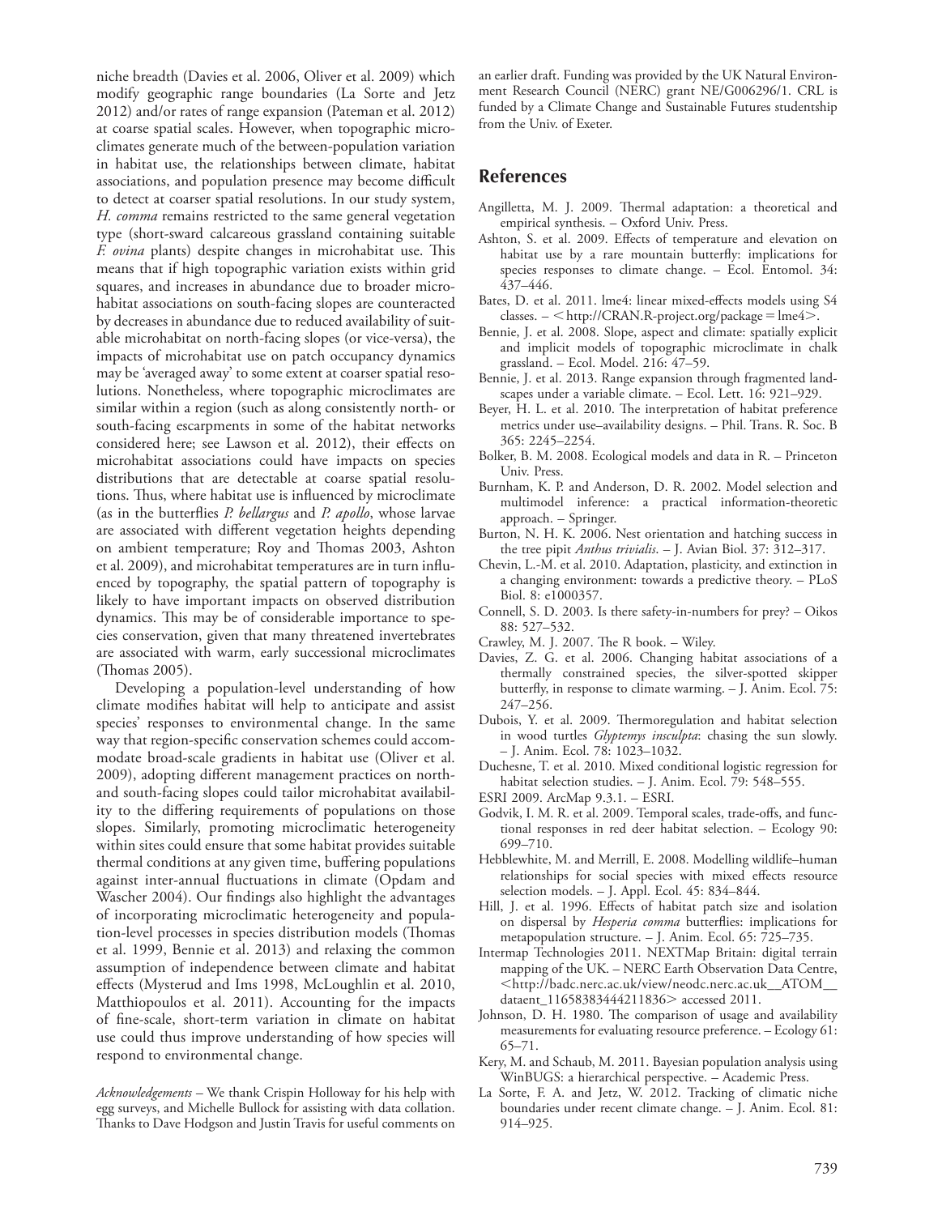niche breadth (Davies et al. 2006, Oliver et al. 2009) which modify geographic range boundaries (La Sorte and Jetz 2012) and/or rates of range expansion (Pateman et al. 2012) at coarse spatial scales. However, when topographic microclimates generate much of the between-population variation in habitat use, the relationships between climate, habitat associations, and population presence may become difficult to detect at coarser spatial resolutions. In our study system, *H. comma* remains restricted to the same general vegetation type (short-sward calcareous grassland containing suitable *F. ovina* plants) despite changes in microhabitat use. This means that if high topographic variation exists within grid squares, and increases in abundance due to broader microhabitat associations on south-facing slopes are counteracted by decreases in abundance due to reduced availability of suitable microhabitat on north-facing slopes (or vice-versa), the impacts of microhabitat use on patch occupancy dynamics may be 'averaged away' to some extent at coarser spatial resolutions. Nonetheless, where topographic microclimates are similar within a region (such as along consistently north- or south-facing escarpments in some of the habitat networks considered here; see Lawson et al. 2012), their effects on microhabitat associations could have impacts on species distributions that are detectable at coarse spatial resolutions. Thus, where habitat use is influenced by microclimate (as in the butterflies *P. bellargus* and *P. apollo*, whose larvae are associated with different vegetation heights depending on ambient temperature; Roy and Thomas 2003, Ashton et al. 2009), and microhabitat temperatures are in turn influenced by topography, the spatial pattern of topography is likely to have important impacts on observed distribution dynamics. This may be of considerable importance to species conservation, given that many threatened invertebrates are associated with warm, early successional microclimates (Thomas 2005).

Developing a population-level understanding of how climate modifies habitat will help to anticipate and assist species' responses to environmental change. In the same way that region-specific conservation schemes could accommodate broad-scale gradients in habitat use (Oliver et al. 2009), adopting different management practices on north- and south-facing slopes could tailor microhabitat availability to the differing requirements of populations on those slopes. Similarly, promoting microclimatic heterogeneity within sites could ensure that some habitat provides suitable thermal conditions at any given time, buffering populations against inter-annual fluctuations in climate (Opdam and Wascher 2004). Our findings also highlight the advantages of incorporating microclimatic heterogeneity and population-level processes in species distribution models (Thomas et al. 1999, Bennie et al. 2013) and relaxing the common assumption of independence between climate and habitat effects (Mysterud and Ims 1998, McLoughlin et al. 2010, Matthiopoulos et al. 2011). Accounting for the impacts of fine-scale, short-term variation in climate on habitat use could thus improve understanding of how species will respond to environmental change.

*Acknowledgements* – We thank Crispin Holloway for his help with egg surveys, and Michelle Bullock for assisting with data collation. Thanks to Dave Hodgson and Justin Travis for useful comments on an earlier draft. Funding was provided by the UK Natural Environment Research Council (NERC) grant NE/G006296/1. CRL is funded by a Climate Change and Sustainable Futures studentship from the Univ. of Exeter.

## References

Angilletta, M. J. 2009. Thermal adaptation: a theoretical and empirical synthesis. – Oxford Univ. Press.

Ashton, S. et al. 2009. Effects of temperature and elevation on habitat use by a rare mountain butterfly: implications for species responses to climate change. – Ecol. Entomol. 34: 437–446.

Bates, D. et al. 2011. lme4: linear mixed-effects models using S4 classes. – <http://CRAN.R-project.org/package = lme4>.

Bennie, J. et al. 2008. Slope, aspect and climate: spatially explicit and implicit models of topographic microclimate in chalk grassland. – Ecol. Model. 216: 47–59.

Bennie, J. et al. 2013. Range expansion through fragmented landscapes under a variable climate. – Ecol. Lett. 16: 921–929.

Beyer, H. L. et al. 2010. The interpretation of habitat preference metrics under use–availability designs. – Phil. Trans. R. Soc. B 365: 2245–2254.

Bolker, B. M. 2008. Ecological models and data in R. – Princeton Univ. Press.

Burnham, K. P. and Anderson, D. R. 2002. Model selection and multimodel inference: a practical information-theoretic approach. – Springer.

Burton, N. H. K. 2006. Nest orientation and hatching success in the tree pipit *Anthus trivialis*. – J. Avian Biol. 37: 312–317.

Chevin, L.-M. et al. 2010. Adaptation, plasticity, and extinction in a changing environment: towards a predictive theory. – PLoS Biol. 8: e1000357.

Connell, S. D. 2003. Is there safety-in-numbers for prey? – Oikos 88: 527–532.

Crawley, M. J. 2007. The R book. – Wiley.

Davies, Z. G. et al. 2006. Changing habitat associations of a thermally constrained species, the silver-spotted skipper butterfly, in response to climate warming. – J. Anim. Ecol. 75: 247–256.

Dubois, Y. et al. 2009. Thermoregulation and habitat selection in wood turtles *Glyptemys insculpta*: chasing the sun slowly. – J. Anim. Ecol. 78: 1023–1032.

Duchesne, T. et al. 2010. Mixed conditional logistic regression for habitat selection studies. – J. Anim. Ecol. 79: 548–555.

ESRI 2009. ArcMap 9.3.1. – ESRI.

Godvik, I. M. R. et al. 2009. Temporal scales, trade-offs, and functional responses in red deer habitat selection. – Ecology 90: 699–710.

Hebblewhite, M. and Merrill, E. 2008. Modelling wildlife–human relationships for social species with mixed effects resource selection models. – J. Appl. Ecol. 45: 834–844.

Hill, J. et al. 1996. Effects of habitat patch size and isolation on dispersal by *Hesperia comma* butterflies: implications for metapopulation structure. – J. Anim. Ecol. 65: 725–735.

Intermap Technologies 2011. NEXTMap Britain: digital terrain mapping of the UK. – NERC Earth Observation Data Centre, <http://badc.nerc.ac.uk/view/neodc.nerc.ac.uk__ATOM__dataent_11658383444211836> accessed 2011.

Johnson, D. H. 1980. The comparison of usage and availability measurements for evaluating resource preference. – Ecology 61: 65–71.

Kery, M. and Schaub, M. 2011. Bayesian population analysis using WinBUGS: a hierarchical perspective. – Academic Press.

La Sorte, F. A. and Jetz, W. 2012. Tracking of climatic niche boundaries under recent climate change. – J. Anim. Ecol. 81: 914–925.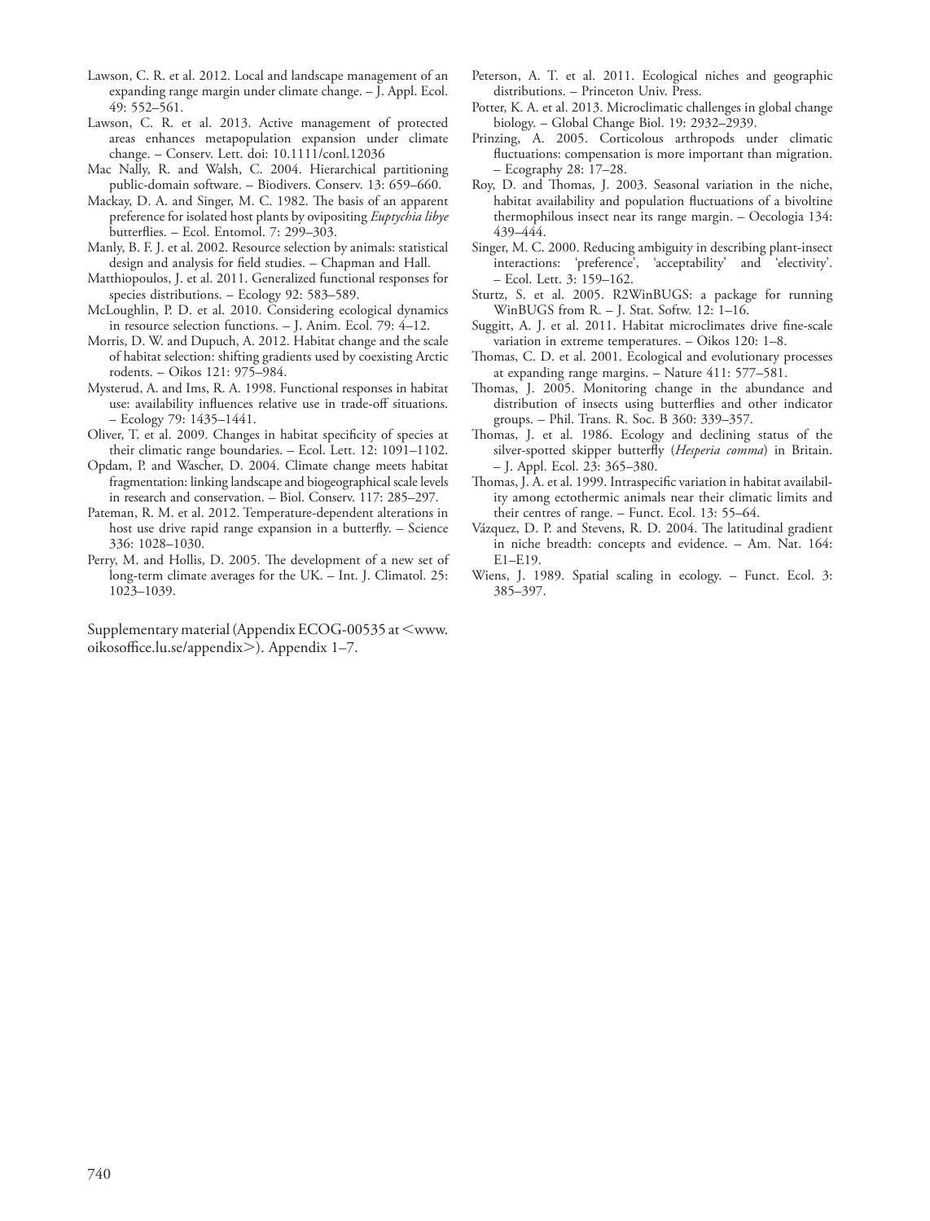Lawson, C. R. et al. 2012. Local and landscape management of an expanding range margin under climate change. – J. Appl. Ecol. 49: 552–561.

Lawson, C. R. et al. 2013. Active management of protected areas enhances metapopulation expansion under climate change. – Conserv. Lett. doi: 10.1111/conl.12036

Mac Nally, R. and Walsh, C. 2004. Hierarchical partitioning public-domain software. – Biodivers. Conserv. 13: 659–660.

Mackay, D. A. and Singer, M. C. 1982. The basis of an apparent preference for isolated host plants by ovipositing *Euptychia libye* butterflies. – Ecol. Entomol. 7: 299–303.

Manly, B. F. J. et al. 2002. Resource selection by animals: statistical design and analysis for field studies. – Chapman and Hall.

Matthiopoulos, J. et al. 2011. Generalized functional responses for species distributions. – Ecology 92: 583–589.

McLoughlin, P. D. et al. 2010. Considering ecological dynamics in resource selection functions. – J. Anim. Ecol. 79: 4–12.

Morris, D. W. and Dupuch, A. 2012. Habitat change and the scale of habitat selection: shifting gradients used by coexisting Arctic rodents. – Oikos 121: 975–984.

Mysterud, A. and Ims, R. A. 1998. Functional responses in habitat use: availability influences relative use in trade-off situations. – Ecology 79: 1435–1441.

Oliver, T. et al. 2009. Changes in habitat specificity of species at their climatic range boundaries. – Ecol. Lett. 12: 1091–1102.

Opdam, P. and Wascher, D. 2004. Climate change meets habitat fragmentation: linking landscape and biogeographical scale levels in research and conservation. – Biol. Conserv. 117: 285–297.

Pateman, R. M. et al. 2012. Temperature-dependent alterations in host use drive rapid range expansion in a butterfly. – Science 336: 1028–1030.

Perry, M. and Hollis, D. 2005. The development of a new set of long-term climate averages for the UK. – Int. J. Climatol. 25: 1023–1039.

Supplementary material (Appendix ECOG-00535 at <www.oikosoffice.lu.se/appendix>). Appendix 1–7.

Peterson, A. T. et al. 2011. Ecological niches and geographic distributions. – Princeton Univ. Press.

Potter, K. A. et al. 2013. Microclimatic challenges in global change biology. – Global Change Biol. 19: 2932–2939.

Prinzing, A. 2005. Corticolous arthropods under climatic fluctuations: compensation is more important than migration. – Ecography 28: 17–28.

Roy, D. and Thomas, J. 2003. Seasonal variation in the niche, habitat availability and population fluctuations of a bivoltine thermophilous insect near its range margin. – Oecologia 134: 439–444.

Singer, M. C. 2000. Reducing ambiguity in describing plant-insect interactions: 'preference', 'acceptability' and 'electivity'. – Ecol. Lett. 3: 159–162.

Sturtz, S. et al. 2005. R2WinBUGS: a package for running WinBUGS from R. – J. Stat. Softw. 12: 1–16.

Suggitt, A. J. et al. 2011. Habitat microclimates drive fine-scale variation in extreme temperatures. – Oikos 120: 1–8.

Thomas, C. D. et al. 2001. Ecological and evolutionary processes at expanding range margins. – Nature 411: 577–581.

Thomas, J. 2005. Monitoring change in the abundance and distribution of insects using butterflies and other indicator groups. – Phil. Trans. R. Soc. B 360: 339–357.

Thomas, J. et al. 1986. Ecology and declining status of the silver-spotted skipper butterfly (*Hesperia comma*) in Britain. – J. Appl. Ecol. 23: 365–380.

Thomas, J. A. et al. 1999. Intraspecific variation in habitat availability among ectothermic animals near their climatic limits and their centres of range. – Funct. Ecol. 13: 55–64.

Vázquez, D. P. and Stevens, R. D. 2004. The latitudinal gradient in niche breadth: concepts and evidence. – Am. Nat. 164: E1–E19.

Wiens, J. 1989. Spatial scaling in ecology. – Funct. Ecol. 3: 385–397.